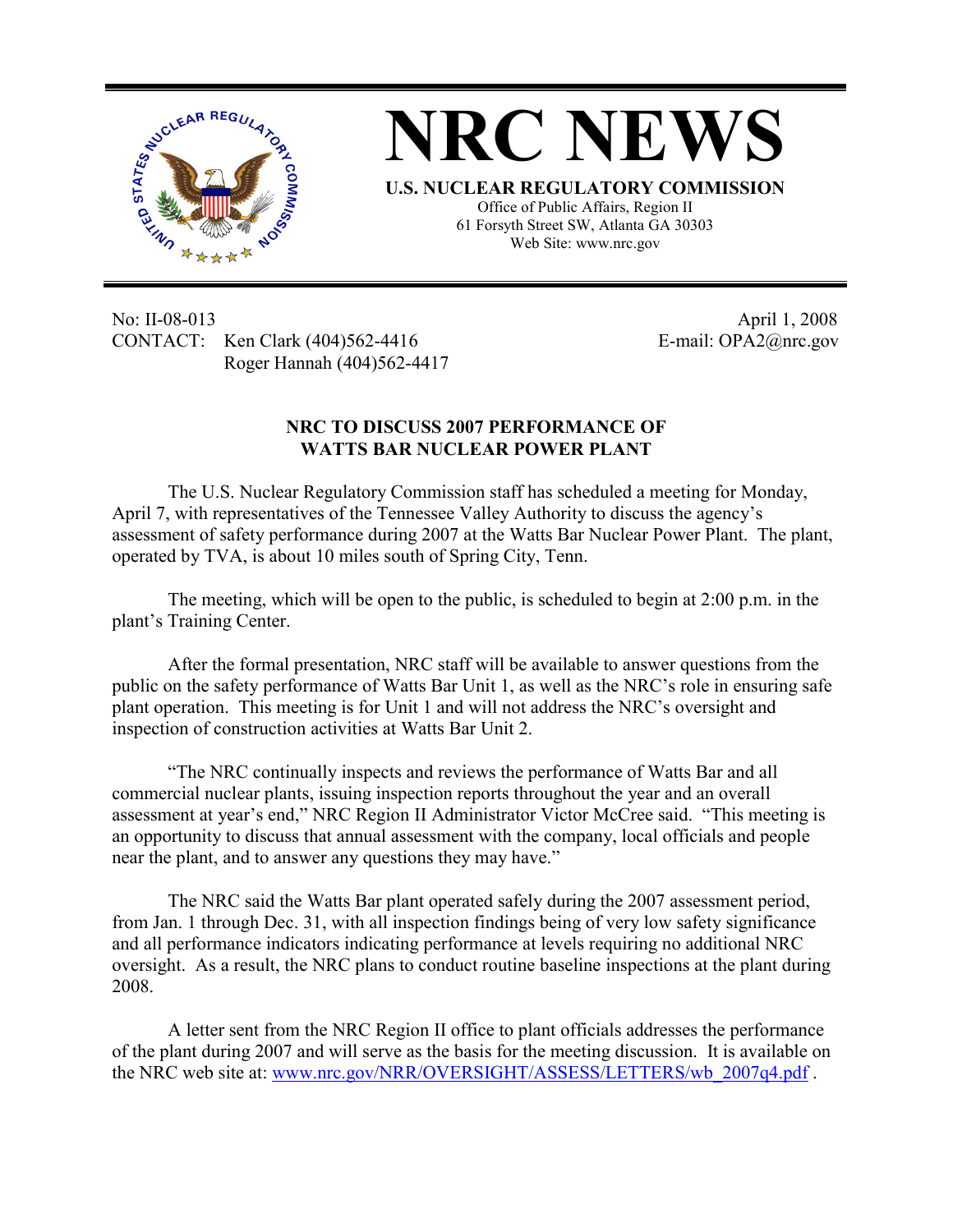# NRC NEWS

**U.S. NUCLEAR REGULATORY COMMISSION**
Office of Public Affairs, Region II
61 Forsyth Street SW, Atlanta GA 30303
Web Site: www.nrc.gov

No: II-08-013
CONTACT: Ken Clark (404)562-4416
Roger Hannah (404)562-4417

April 1, 2008
E-mail: OPA2@nrc.gov

## NRC TO DISCUSS 2007 PERFORMANCE OF WATTS BAR NUCLEAR POWER PLANT

The U.S. Nuclear Regulatory Commission staff has scheduled a meeting for Monday, April 7, with representatives of the Tennessee Valley Authority to discuss the agency's assessment of safety performance during 2007 at the Watts Bar Nuclear Power Plant. The plant, operated by TVA, is about 10 miles south of Spring City, Tenn.

The meeting, which will be open to the public, is scheduled to begin at 2:00 p.m. in the plant's Training Center.

After the formal presentation, NRC staff will be available to answer questions from the public on the safety performance of Watts Bar Unit 1, as well as the NRC's role in ensuring safe plant operation. This meeting is for Unit 1 and will not address the NRC's oversight and inspection of construction activities at Watts Bar Unit 2.

"The NRC continually inspects and reviews the performance of Watts Bar and all commercial nuclear plants, issuing inspection reports throughout the year and an overall assessment at year's end," NRC Region II Administrator Victor McCree said. "This meeting is an opportunity to discuss that annual assessment with the company, local officials and people near the plant, and to answer any questions they may have."

The NRC said the Watts Bar plant operated safely during the 2007 assessment period, from Jan. 1 through Dec. 31, with all inspection findings being of very low safety significance and all performance indicators indicating performance at levels requiring no additional NRC oversight. As a result, the NRC plans to conduct routine baseline inspections at the plant during 2008.

A letter sent from the NRC Region II office to plant officials addresses the performance of the plant during 2007 and will serve as the basis for the meeting discussion. It is available on the NRC web site at: www.nrc.gov/NRR/OVERSIGHT/ASSESS/LETTERS/wb_2007q4.pdf .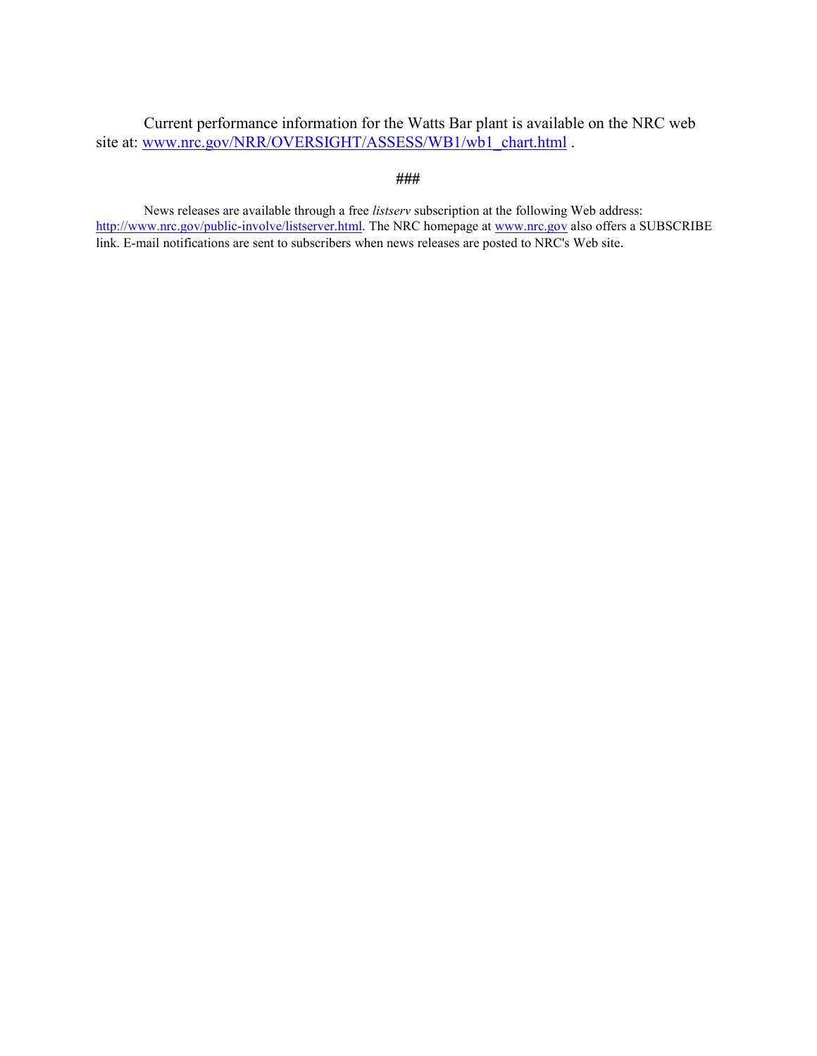Current performance information for the Watts Bar plant is available on the NRC web site at: [www.nrc.gov/NRR/OVERSIGHT/ASSESS/WB1/wb1_chart.html](http://www.nrc.gov/NRR/OVERSIGHT/ASSESS/WB1/wb1_chart.html) .

###

News releases are available through a free *listserv* subscription at the following Web address: [http://www.nrc.gov/public-involve/listserver.html](http://www.nrc.gov/public-involve/listserver.html). The NRC homepage at [www.nrc.gov](http://www.nrc.gov) also offers a SUBSCRIBE link. E-mail notifications are sent to subscribers when news releases are posted to NRC's Web site.